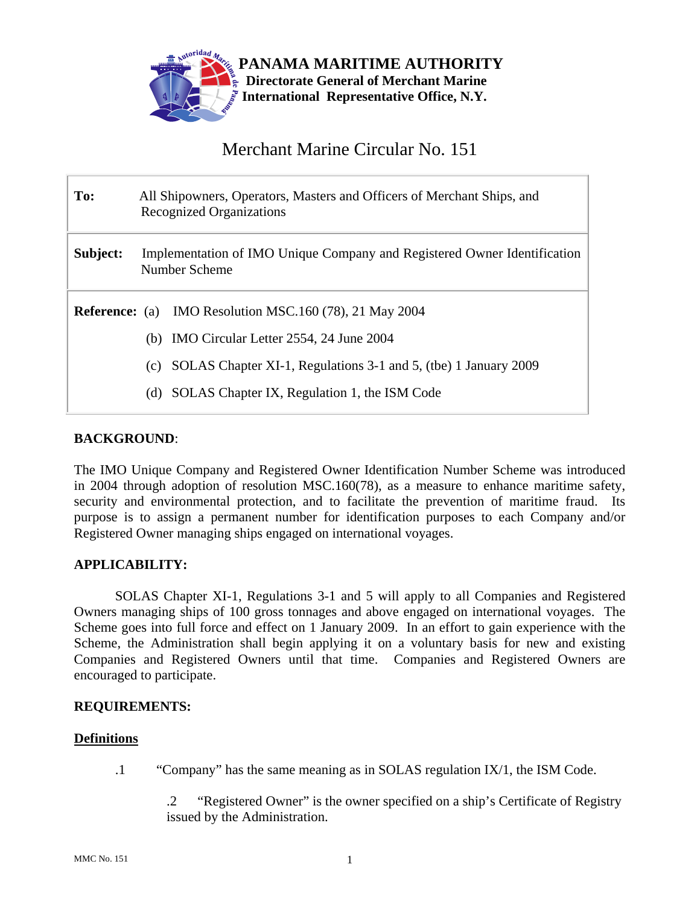**PANAMA MARITIME AUTHORITY**
**Directorate General of Merchant Marine**
**International Representative Office, N.Y.**

# Merchant Marine Circular No. 151

| | |
|---|---|
| **To:** | All Shipowners, Operators, Masters and Officers of Merchant Ships, and Recognized Organizations |
| **Subject:** | Implementation of IMO Unique Company and Registered Owner Identification Number Scheme |
| **Reference:** | (a) IMO Resolution MSC.160 (78), 21 May 2004<br>(b) IMO Circular Letter 2554, 24 June 2004<br>(c) SOLAS Chapter XI-1, Regulations 3-1 and 5, (tbe) 1 January 2009<br>(d) SOLAS Chapter IX, Regulation 1, the ISM Code |

## BACKGROUND:

The IMO Unique Company and Registered Owner Identification Number Scheme was introduced in 2004 through adoption of resolution MSC.160(78), as a measure to enhance maritime safety, security and environmental protection, and to facilitate the prevention of maritime fraud. Its purpose is to assign a permanent number for identification purposes to each Company and/or Registered Owner managing ships engaged on international voyages.

## APPLICABILITY:

SOLAS Chapter XI-1, Regulations 3-1 and 5 will apply to all Companies and Registered Owners managing ships of 100 gross tonnages and above engaged on international voyages. The Scheme goes into full force and effect on 1 January 2009. In an effort to gain experience with the Scheme, the Administration shall begin applying it on a voluntary basis for new and existing Companies and Registered Owners until that time. Companies and Registered Owners are encouraged to participate.

## REQUIREMENTS:

### Definitions

.1 "Company" has the same meaning as in SOLAS regulation IX/1, the ISM Code.

.2 "Registered Owner" is the owner specified on a ship's Certificate of Registry issued by the Administration.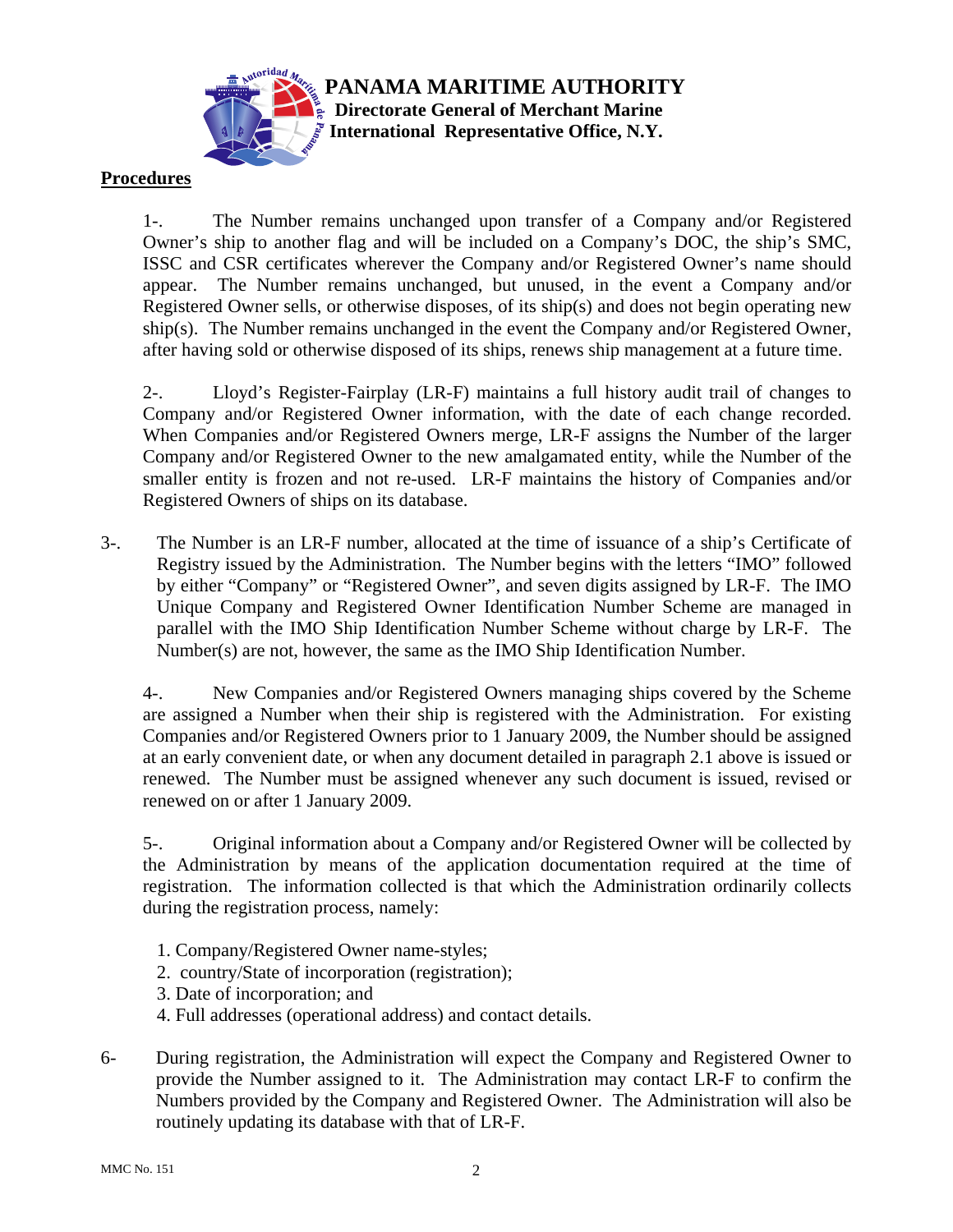**PANAMA MARITIME AUTHORITY**
**Directorate General of Merchant Marine**
**International Representative Office, N.Y.**

**<u>Procedures</u>**

1-. The Number remains unchanged upon transfer of a Company and/or Registered Owner's ship to another flag and will be included on a Company's DOC, the ship's SMC, ISSC and CSR certificates wherever the Company and/or Registered Owner's name should appear. The Number remains unchanged, but unused, in the event a Company and/or Registered Owner sells, or otherwise disposes, of its ship(s) and does not begin operating new ship(s). The Number remains unchanged in the event the Company and/or Registered Owner, after having sold or otherwise disposed of its ships, renews ship management at a future time.

2-. Lloyd's Register-Fairplay (LR-F) maintains a full history audit trail of changes to Company and/or Registered Owner information, with the date of each change recorded. When Companies and/or Registered Owners merge, LR-F assigns the Number of the larger Company and/or Registered Owner to the new amalgamated entity, while the Number of the smaller entity is frozen and not re-used. LR-F maintains the history of Companies and/or Registered Owners of ships on its database.

3-. The Number is an LR-F number, allocated at the time of issuance of a ship's Certificate of Registry issued by the Administration. The Number begins with the letters "IMO" followed by either "Company" or "Registered Owner", and seven digits assigned by LR-F. The IMO Unique Company and Registered Owner Identification Number Scheme are managed in parallel with the IMO Ship Identification Number Scheme without charge by LR-F. The Number(s) are not, however, the same as the IMO Ship Identification Number.

4-. New Companies and/or Registered Owners managing ships covered by the Scheme are assigned a Number when their ship is registered with the Administration. For existing Companies and/or Registered Owners prior to 1 January 2009, the Number should be assigned at an early convenient date, or when any document detailed in paragraph 2.1 above is issued or renewed. The Number must be assigned whenever any such document is issued, revised or renewed on or after 1 January 2009.

5-. Original information about a Company and/or Registered Owner will be collected by the Administration by means of the application documentation required at the time of registration. The information collected is that which the Administration ordinarily collects during the registration process, namely:

1. Company/Registered Owner name-styles;
2. country/State of incorporation (registration);
3. Date of incorporation; and
4. Full addresses (operational address) and contact details.

6- During registration, the Administration will expect the Company and Registered Owner to provide the Number assigned to it. The Administration may contact LR-F to confirm the Numbers provided by the Company and Registered Owner. The Administration will also be routinely updating its database with that of LR-F.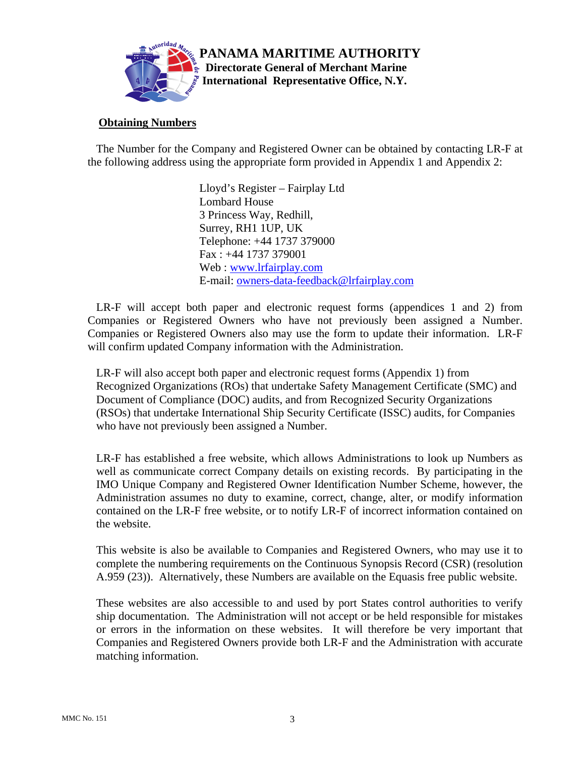**PANAMA MARITIME AUTHORITY**
**Directorate General of Merchant Marine**
**International Representative Office, N.Y.**

## Obtaining Numbers

The Number for the Company and Registered Owner can be obtained by contacting LR-F at the following address using the appropriate form provided in Appendix 1 and Appendix 2:

Lloyd's Register – Fairplay Ltd
Lombard House
3 Princess Way, Redhill,
Surrey, RH1 1UP, UK
Telephone: +44 1737 379000
Fax : +44 1737 379001
Web : www.lrfairplay.com
E-mail: owners-data-feedback@lrfairplay.com

LR-F will accept both paper and electronic request forms (appendices 1 and 2) from Companies or Registered Owners who have not previously been assigned a Number. Companies or Registered Owners also may use the form to update their information. LR-F will confirm updated Company information with the Administration.

LR-F will also accept both paper and electronic request forms (Appendix 1) from Recognized Organizations (ROs) that undertake Safety Management Certificate (SMC) and Document of Compliance (DOC) audits, and from Recognized Security Organizations (RSOs) that undertake International Ship Security Certificate (ISSC) audits, for Companies who have not previously been assigned a Number.

LR-F has established a free website, which allows Administrations to look up Numbers as well as communicate correct Company details on existing records. By participating in the IMO Unique Company and Registered Owner Identification Number Scheme, however, the Administration assumes no duty to examine, correct, change, alter, or modify information contained on the LR-F free website, or to notify LR-F of incorrect information contained on the website.

This website is also be available to Companies and Registered Owners, who may use it to complete the numbering requirements on the Continuous Synopsis Record (CSR) (resolution A.959 (23)). Alternatively, these Numbers are available on the Equasis free public website.

These websites are also accessible to and used by port States control authorities to verify ship documentation. The Administration will not accept or be held responsible for mistakes or errors in the information on these websites. It will therefore be very important that Companies and Registered Owners provide both LR-F and the Administration with accurate matching information.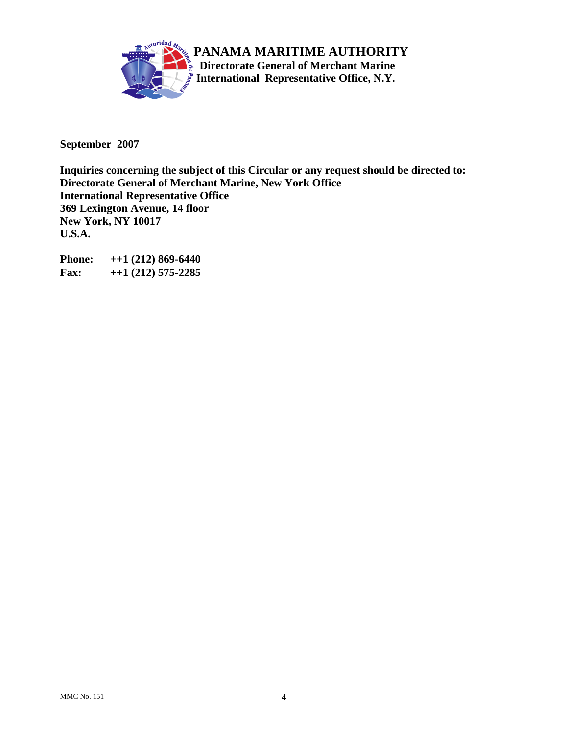**PANAMA MARITIME AUTHORITY**
**Directorate General of Merchant Marine**
**International Representative Office, N.Y.**

**September 2007**

**Inquiries concerning the subject of this Circular or any request should be directed to:**
**Directorate General of Merchant Marine, New York Office**
**International Representative Office**
**369 Lexington Avenue, 14 floor**
**New York, NY 10017**
**U.S.A.**

**Phone: ++1 (212) 869-6440**
**Fax: ++1 (212) 575-2285**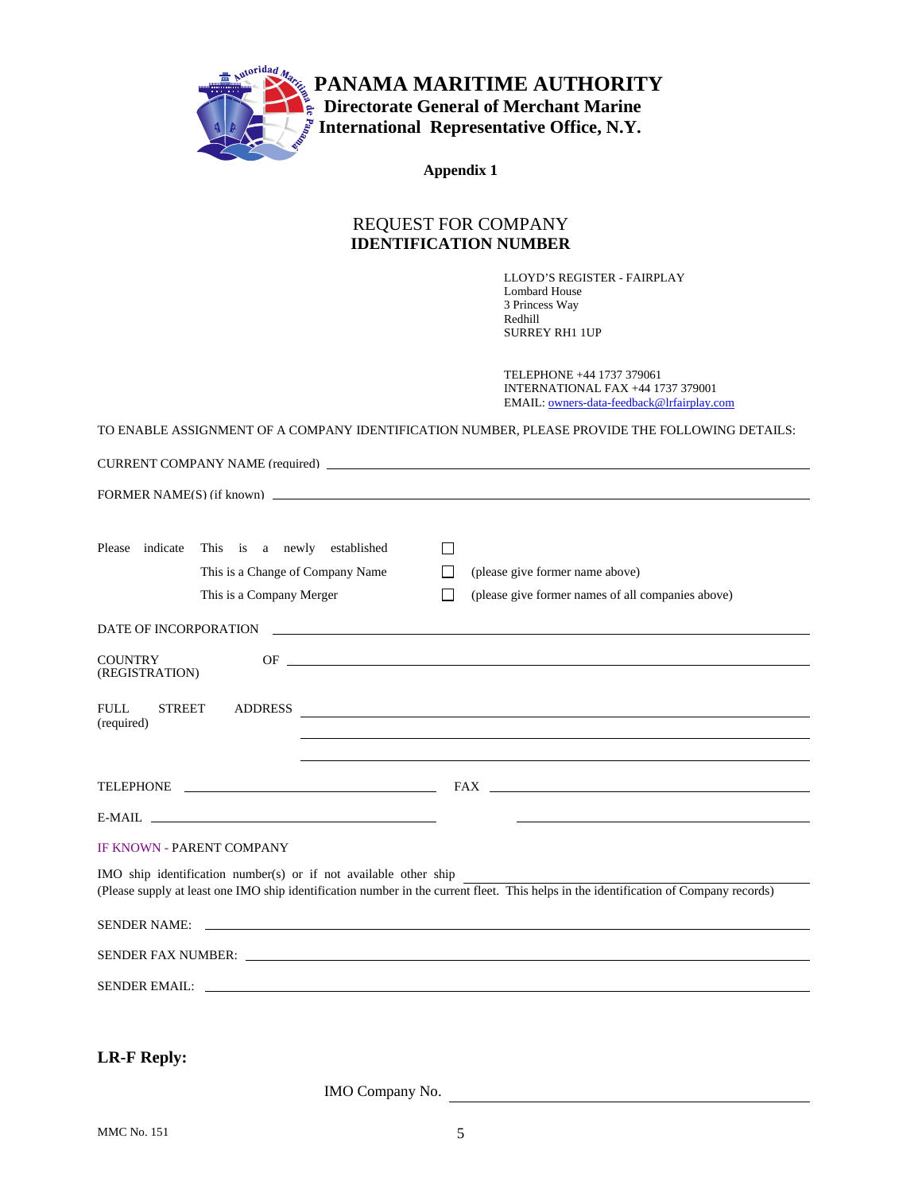# PANAMA MAITIME AUTHORITY

## Directorate General of Merchant Marine
## International Representative Office, N.Y.

**Appendix 1**

REQUEST FOR COMPANY
**IDENTIFICATION NUMBER**

LLOYD'S REGISTER - FAIRPLAY
Lombard House
3 Princess Way
Redhill
SURREY RH1 1UP

TELEPHONE +44 1737 379061
INTERNATIONAL FAX +44 1737 379001
EMAIL: owners-data-feedback@lrfairplay.com

TO ENABLE ASSIGNMENT OF A COMPANY IDENTIFICATION NUMBER, PLEASE PROVIDE THE FOLLOWING DETAILS:

CURRENT COMPANY NAME (required) ____________________

FORMER NAME(S) (if known) ____________________

Please indicate This is a newly established ☐

This is a Change of Company Name ☐ (please give former name above)

This is a Company Merger ☐ (please give former names of all companies above)

DATE OF INCORPORATION ____________________

COUNTRY OF (REGISTRATION) ____________________

FULL STREET ADDRESS (required) ____________________

____________________

____________________

TELEPHONE ____________________ FAX ____________________

E-MAIL ____________________ ____________________

IF KNOWN - PARENT COMPANY

IMO ship identification number(s) or if not available other ship ____________________
(Please supply at least one IMO ship identification number in the current fleet. This helps in the identification of Company records)

SENDER NAME: ____________________

SENDER FAX NUMBER: ____________________

SENDER EMAIL: ____________________

**LR-F Reply:**

IMO Company No. ____________________

MMC No. 151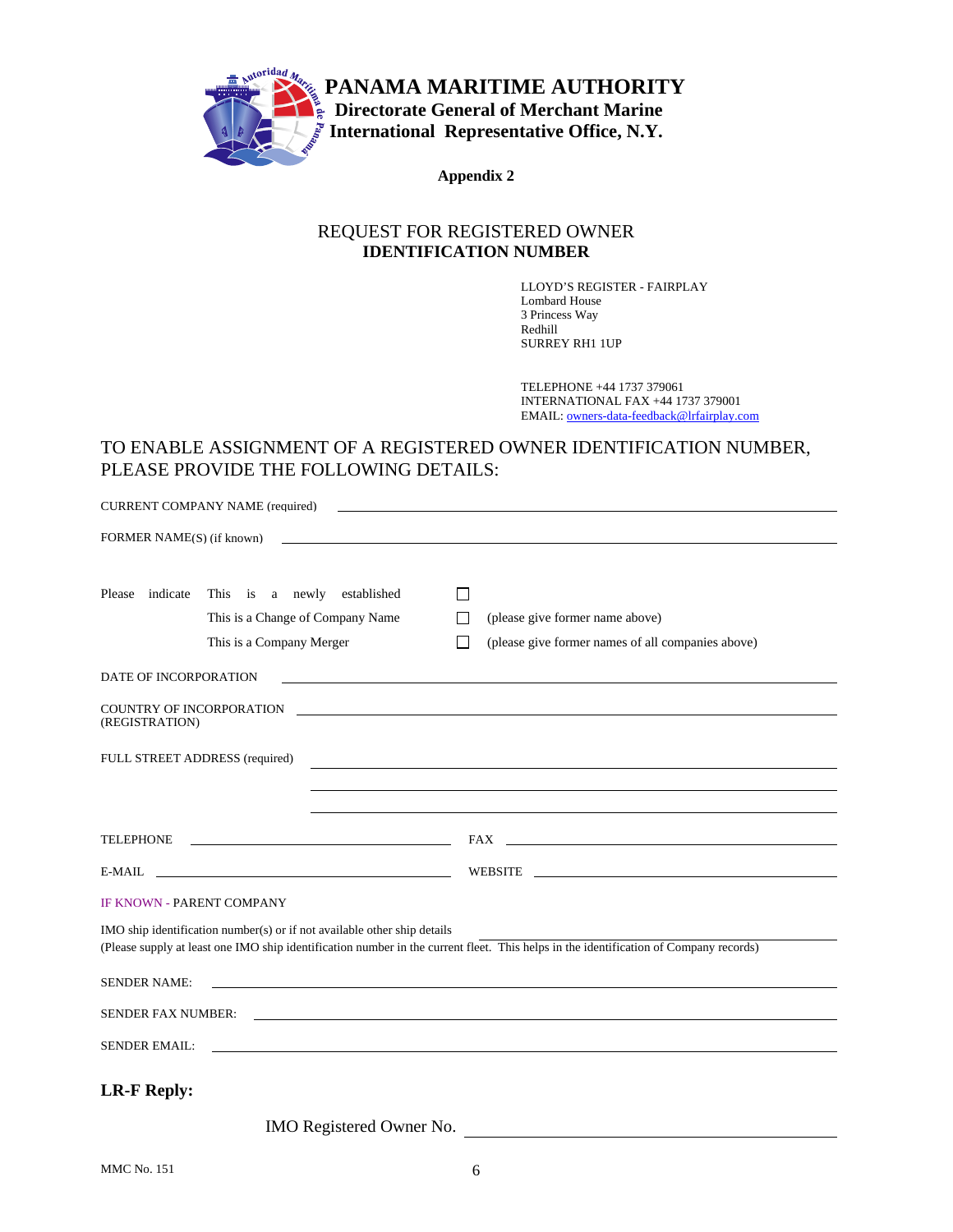# PANAMA MARITIME AUTHORITY
**Directorate General of Merchant Marine**
**International Representative Office, N.Y.**

**Appendix 2**

## REQUEST FOR REGISTERED OWNER **IDENTIFICATION NUMBER**

LLOYD'S REGISTER - FAIRPLAY
Lombard House
3 Princess Way
Redhill
SURREY RH1 1UP

TELEPHONE +44 1737 379061
INTERNATIONAL FAX +44 1737 379001
EMAIL: owners-data-feedback@lrfairplay.com

TO ENABLE ASSIGNMENT OF A REGISTERED OWNER IDENTIFICATION NUMBER, PLEASE PROVIDE THE FOLLOWING DETAILS:

CURRENT COMPANY NAME (required) ______________________________

FORMER NAME(S) (if known) ______________________________

Please indicate
- This is a newly established ☐
- This is a Change of Company Name ☐ (please give former name above)
- This is a Company Merger ☐ (please give former names of all companies above)

DATE OF INCORPORATION ______________________________

COUNTRY OF INCORPORATION (REGISTRATION) ______________________________

FULL STREET ADDRESS (required) ______________________________
______________________________
______________________________

TELEPHONE ______________________________ FAX ______________________________

E-MAIL ______________________________ WEBSITE ______________________________

IF KNOWN - PARENT COMPANY

IMO ship identification number(s) or if not available other ship details ______________________________
(Please supply at least one IMO ship identification number in the current fleet. This helps in the identification of Company records)

SENDER NAME: ______________________________

SENDER FAX NUMBER: ______________________________

SENDER EMAIL: ______________________________

### LR-F Reply:

IMO Registered Owner No. ______________________________

MMC No. 151